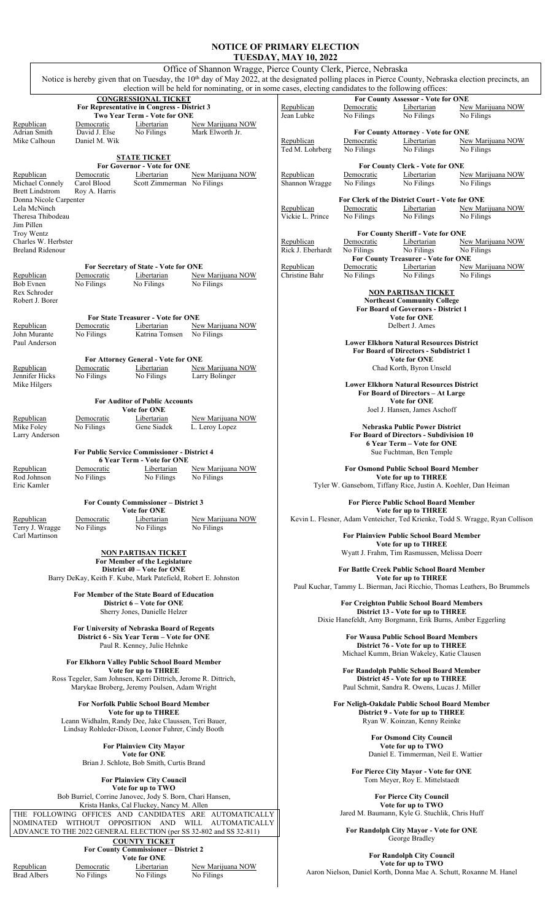# NOTICE OF PRIMARY ELECTION
## TUESDAY, MAY 10, 2022

Office of Shannon Wragge, Pierce County Clerk, Pierce, Nebraska

Notice is hereby given that on Tuesday, the 10th day of May 2022, at the designated polling places in Pierce County, Nebraska election precincts, an election will be held for nominating, or in some cases, electing candidates to the following offices:

### CONGRESSIONAL TICKET

**For Representative in Congress - District 3**
**Two Year Term - Vote for ONE**

| Republican | Democratic | Libertarian | New Marijuana NOW |
|---|---|---|---|
| Adrian Smith | David J. Else | No Filings | Mark Elworth Jr. |
| Mike Calhoun | Daniel M. Wik | | |

### STATE TICKET

**For Governor - Vote for ONE**

| Republican | Democratic | Libertarian | New Marijuana NOW |
|---|---|---|---|
| Michael Connely | Carol Blood | Scott Zimmerman | No Filings |
| Brett Lindstrom | Roy A. Harris | | |
| Donna Nicole Carpenter | | | |
| Lela McNinch | | | |
| Theresa Thibodeau | | | |
| Jim Pillen | | | |
| Troy Wentz | | | |
| Charles W. Herbster | | | |
| Breland Ridenour | | | |

**For Secretary of State - Vote for ONE**

| Republican | Democratic | Libertarian | New Marijuana NOW |
|---|---|---|---|
| Bob Evnen | No Filings | No Filings | No Filings |
| Rex Schroder | | | |
| Robert J. Borer | | | |

**For State Treasurer - Vote for ONE**

| Republican | Democratic | Libertarian | New Marijuana NOW |
|---|---|---|---|
| John Murante | No Filings | Katrina Tomsen | No Filings |
| Paul Anderson | | | |

**For Attorney General - Vote for ONE**

| Republican | Democratic | Libertarian | New Marijuana NOW |
|---|---|---|---|
| Jennifer Hicks | No Filings | No Filings | Larry Bolinger |
| Mike Hilgers | | | |

**For Auditor of Public Accounts**
**Vote for ONE**

| Republican | Democratic | Libertarian | New Marijuana NOW |
|---|---|---|---|
| Mike Foley | No Filings | Gene Siadek | L. Leroy Lopez |
| Larry Anderson | | | |

**For Public Service Commissioner - District 4**
**6 Year Term - Vote for ONE**

| Republican | Democratic | Libertarian | New Marijuana NOW |
|---|---|---|---|
| Rod Johnson | No Filings | No Filings | No Filings |
| Eric Kamler | | | |

**For County Commissioner – District 3**
**Vote for ONE**

| Republican | Democratic | Libertarian | New Marijuana NOW |
|---|---|---|---|
| Terry J. Wragge | No Filings | No Filings | No Filings |
| Carl Martinson | | | |

### NON PARTISAN TICKET

**For Member of the Legislature**
**District 40 – Vote for ONE**
Barry DeKay, Keith F. Kube, Mark Patefield, Robert E. Johnston

**For Member of the State Board of Education**
**District 6 – Vote for ONE**
Sherry Jones, Danielle Helzer

**For University of Nebraska Board of Regents**
**District 6 - Six Year Term – Vote for ONE**
Paul R. Kenney, Julie Hehnke

**For Elkhorn Valley Public School Board Member**
**Vote for up to THREE**
Ross Tegeler, Sam Johnsen, Kerri Dittrich, Jerome R. Dittrich, Marykae Broberg, Jeremy Poulsen, Adam Wright

**For Norfolk Public School Board Member**
**Vote for up to THREE**
Leann Widhalm, Randy Dee, Jake Claussen, Teri Bauer, Lindsay Rohleder-Dixon, Leonor Fuhrer, Cindy Booth

**For Plainview City Mayor**
**Vote for ONE**
Brian J. Schlote, Bob Smith, Curtis Brand

**For Plainview City Council**
**Vote for up to TWO**
Bob Burriel, Corrine Janovec, Jody S. Born, Chari Hansen, Krista Hanks, Cal Fluckey, Nancy M. Allen

THE FOLLOWING OFFICES AND CANDIDATES ARE AUTOMATICALLY NOMINATED WITHOUT OPPOSITION AND WILL AUTOMATICALLY ADVANCE TO THE 2022 GENERAL ELECTION (per SS 32-802 and SS 32-811)

### COUNTY TICKET

**For County Commissioner – District 2**
**Vote for ONE**

| Republican | Democratic | Libertarian | New Marijuana NOW |
|---|---|---|---|
| Brad Albers | No Filings | No Filings | No Filings |

**For County Assessor - Vote for ONE**

| Republican | Democratic | Libertarian | New Marijuana NOW |
|---|---|---|---|
| Jean Lubke | No Filings | No Filings | No Filings |

**For County Attorney - Vote for ONE**

| Republican | Democratic | Libertarian | New Marijuana NOW |
|---|---|---|---|
| Ted M. Lohrberg | No Filings | No Filings | No Filings |

**For County Clerk - Vote for ONE**

| Republican | Democratic | Libertarian | New Marijuana NOW |
|---|---|---|---|
| Shannon Wragge | No Filings | No Filings | No Filings |

**For Clerk of the District Court - Vote for ONE**

| Republican | Democratic | Libertarian | New Marijuana NOW |
|---|---|---|---|
| Vickie L. Prince | No Filings | No Filings | No Filings |

**For County Sheriff - Vote for ONE**

| Republican | Democratic | Libertarian | New Marijuana NOW |
|---|---|---|---|
| Rick J. Eberhardt | No Filings | No Filings | No Filings |

**For County Treasurer - Vote for ONE**

| Republican | Democratic | Libertarian | New Marijuana NOW |
|---|---|---|---|
| Christine Bahr | No Filings | No Filings | No Filings |

### NON PARTISAN TICKET

**Northeast Community College**
**For Board of Governors - District 1**
**Vote for ONE**
Delbert J. Ames

**Lower Elkhorn Natural Resources District**
**For Board of Directors - Subdistrict 1**
**Vote for ONE**
Chad Korth, Byron Unseld

**Lower Elkhorn Natural Resources District**
**For Board of Directors – At Large**
**Vote for ONE**
Joel J. Hansen, James Aschoff

**Nebraska Public Power District**
**For Board of Directors - Subdivision 10**
**6 Year Term – Vote for ONE**
Sue Fuchtman, Ben Temple

**For Osmond Public School Board Member**
**Vote for up to THREE**
Tyler W. Gansebom, Tiffany Rice, Justin A. Koehler, Dan Heiman

**For Pierce Public School Board Member**
**Vote for up to THREE**
Kevin L. Flesner, Adam Venteicher, Ted Krienke, Todd S. Wragge, Ryan Collison

**For Plainview Public School Board Member**
**Vote for up to THREE**
Wyatt J. Frahm, Tim Rasmussen, Melissa Doerr

**For Battle Creek Public School Board Member**
**Vote for up to THREE**
Paul Kuchar, Tammy L. Bierman, Jaci Ricchio, Thomas Leathers, Bo Brummels

**For Creighton Public School Board Members**
**District 13 - Vote for up to THREE**
Dixie Hanefeldt, Amy Borgmann, Erik Burns, Amber Eggerling

**For Wausa Public School Board Members**
**District 76 - Vote for up to THREE**
Michael Kumm, Brian Wakeley, Katie Clausen

**For Randolph Public School Board Member**
**District 45 - Vote for up to THREE**
Paul Schmit, Sandra R. Owens, Lucas J. Miller

**For Neligh-Oakdale Public School Board Member**
**District 9 - Vote for up to THREE**
Ryan W. Koinzan, Kenny Reinke

**For Osmond City Council**
**Vote for up to TWO**
Daniel E. Timmerman, Neil E. Wattier

**For Pierce City Mayor - Vote for ONE**
Tom Meyer, Roy E. Mittelstaedt

**For Pierce City Council**
**Vote for up to TWO**
Jared M. Baumann, Kyle G. Stuchlik, Chris Huff

**For Randolph City Mayor - Vote for ONE**
George Bradley

**For Randolph City Council**
**Vote for up to TWO**
Aaron Nielson, Daniel Korth, Donna Mae A. Schutt, Roxanne M. Hanel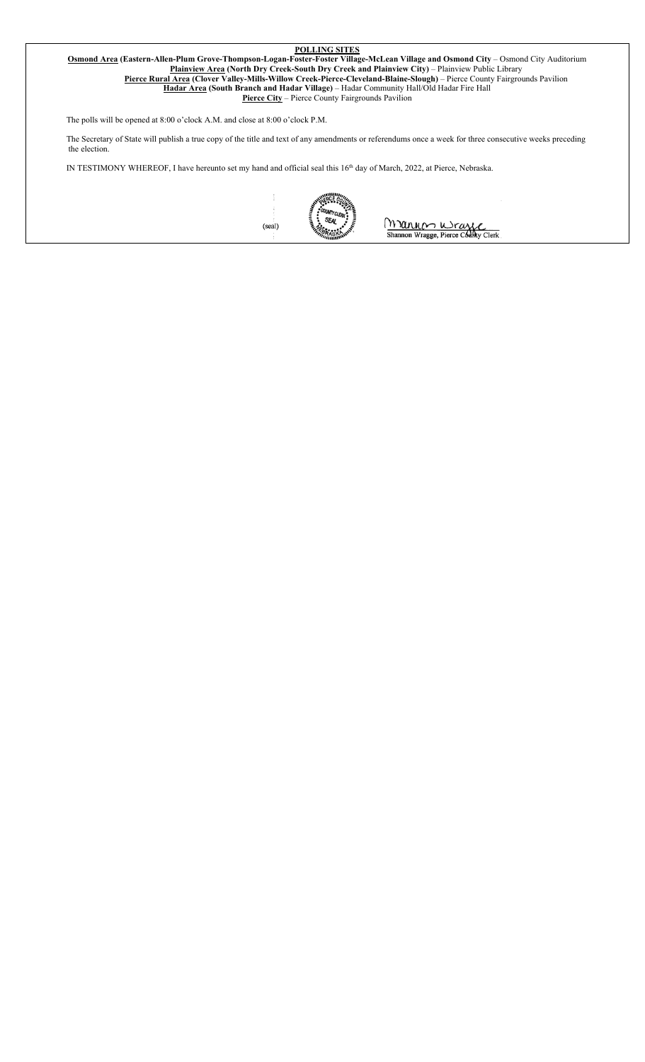**POLLING SITES**

**Osmond Area (Eastern-Allen-Plum Grove-Thompson-Logan-Foster-Foster Village-McLean Village and Osmond City** – Osmond City Auditorium

**Plainview Area (North Dry Creek-South Dry Creek and Plainview City)** – Plainview Public Library

**Pierce Rural Area (Clover Valley-Mills-Willow Creek-Pierce-Cleveland-Blaine-Slough)** – Pierce County Fairgrounds Pavilion

**Hadar Area (South Branch and Hadar Village)** – Hadar Community Hall/Old Hadar Fire Hall

**Pierce City** – Pierce County Fairgrounds Pavilion

The polls will be opened at 8:00 o'clock A.M. and close at 8:00 o'clock P.M.

The Secretary of State will publish a true copy of the title and text of any amendments or referendums once a week for three consecutive weeks preceding the election.

IN TESTIMONY WHEREOF, I have hereunto set my hand and official seal this 16th day of March, 2022, at Pierce, Nebraska.

(seal)

Shannon Wragge, Pierce County Clerk